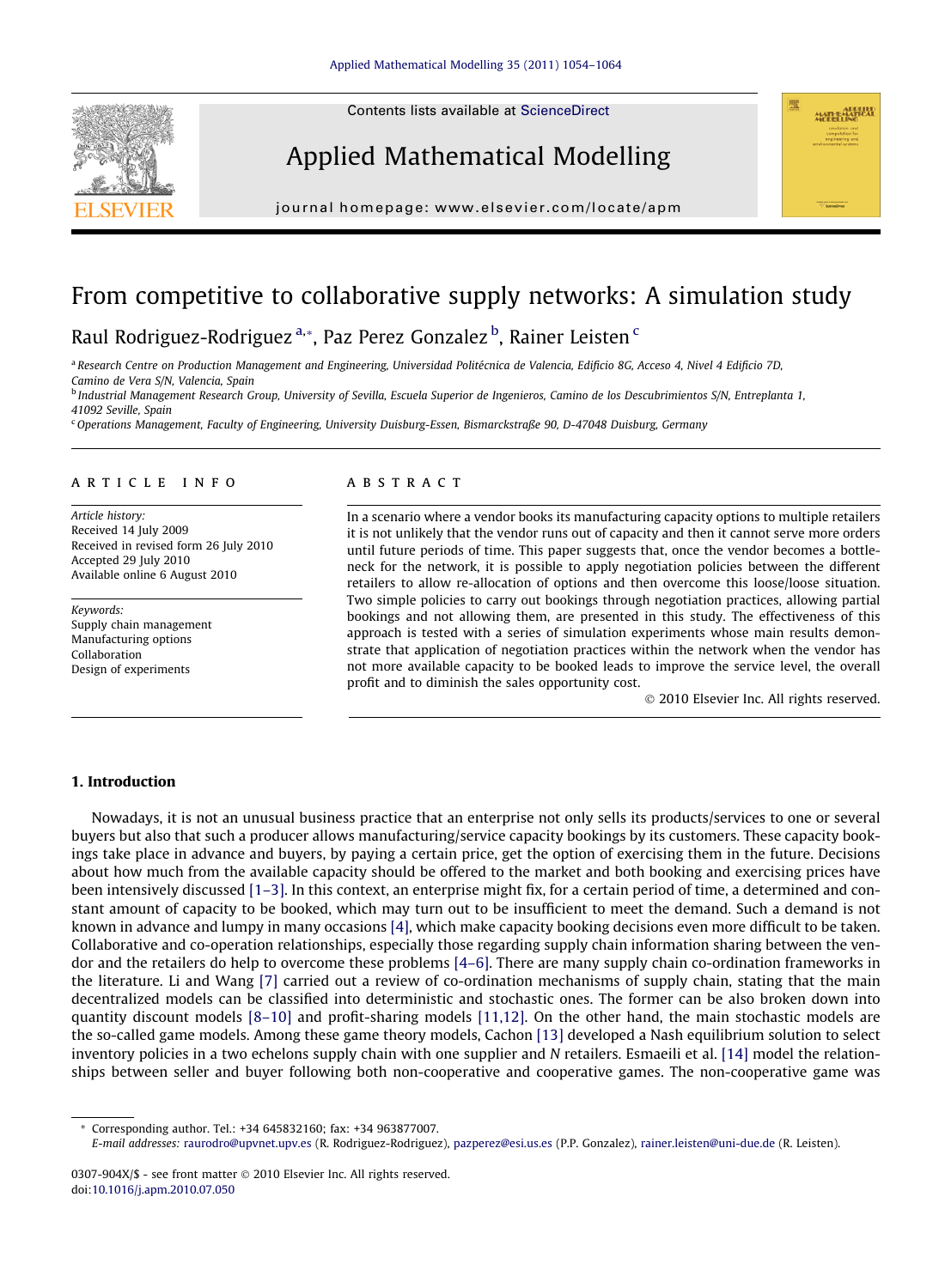# From competitive to collaborative supply networks: A simulation study

Raul Rodriguez-Rodriguez [a,*], Paz Perez Gonzalez [b], Rainer Leisten [c]

[a] Research Centre on Production Management and Engineering, Universidad Politécnica de Valencia, Edificio 8G, Acceso 4, Nivel 4 Edificio 7D, Camino de Vera S/N, Valencia, Spain

[b] Industrial Management Research Group, University of Sevilla, Escuela Superior de Ingenieros, Camino de los Descubrimientos S/N, Entreplanta 1, 41092 Seville, Spain

[c] Operations Management, Faculty of Engineering, University Duisburg-Essen, Bismarckstraße 90, D-47048 Duisburg, Germany

## ARTICLE INFO

*Article history:*
Received 14 July 2009
Received in revised form 26 July 2010
Accepted 29 July 2010
Available online 6 August 2010

*Keywords:*
Supply chain management
Manufacturing options
Collaboration
Design of experiments

## ABSTRACT

In a scenario where a vendor books its manufacturing capacity options to multiple retailers it is not unlikely that the vendor runs out of capacity and then it cannot serve more orders until future periods of time. This paper suggests that, once the vendor becomes a bottleneck for the network, it is possible to apply negotiation policies between the different retailers to allow re-allocation of options and then overcome this loose/loose situation. Two simple policies to carry out bookings through negotiation practices, allowing partial bookings and not allowing them, are presented in this study. The effectiveness of this approach is tested with a series of simulation experiments whose main results demonstrate that application of negotiation practices within the network when the vendor has not more available capacity to be booked leads to improve the service level, the overall profit and to diminish the sales opportunity cost.

© 2010 Elsevier Inc. All rights reserved.

## 1. Introduction

Nowadays, it is not an unusual business practice that an enterprise not only sells its products/services to one or several buyers but also that such a producer allows manufacturing/service capacity bookings by its customers. These capacity bookings take place in advance and buyers, by paying a certain price, get the option of exercising them in the future. Decisions about how much from the available capacity should be offered to the market and both booking and exercising prices have been intensively discussed [1–3]. In this context, an enterprise might fix, for a certain period of time, a determined and constant amount of capacity to be booked, which may turn out to be insufficient to meet the demand. Such a demand is not known in advance and lumpy in many occasions [4], which make capacity booking decisions even more difficult to be taken. Collaborative and co-operation relationships, especially those regarding supply chain information sharing between the vendor and the retailers do help to overcome these problems [4–6]. There are many supply chain co-ordination frameworks in the literature. Li and Wang [7] carried out a review of co-ordination mechanisms of supply chain, stating that the main decentralized models can be classified into deterministic and stochastic ones. The former can be also broken down into quantity discount models [8–10] and profit-sharing models [11,12]. On the other hand, the main stochastic models are the so-called game models. Among these game theory models, Cachon [13] developed a Nash equilibrium solution to select inventory policies in a two echelons supply chain with one supplier and $N$ retailers. Esmaeili et al. [14] model the relationships between seller and buyer following both non-cooperative and cooperative games. The non-cooperative game was

---

* Corresponding author. Tel.: +34 645832160; fax: +34 963877007.
*E-mail addresses:* raurodro@upvnet.upv.es (R. Rodriguez-Rodriguez), pazperez@esi.us.es (P.P. Gonzalez), rainer.leisten@uni-due.de (R. Leisten).

0307-904X/$ - see front matter © 2010 Elsevier Inc. All rights reserved.
doi:10.1016/j.apm.2010.07.050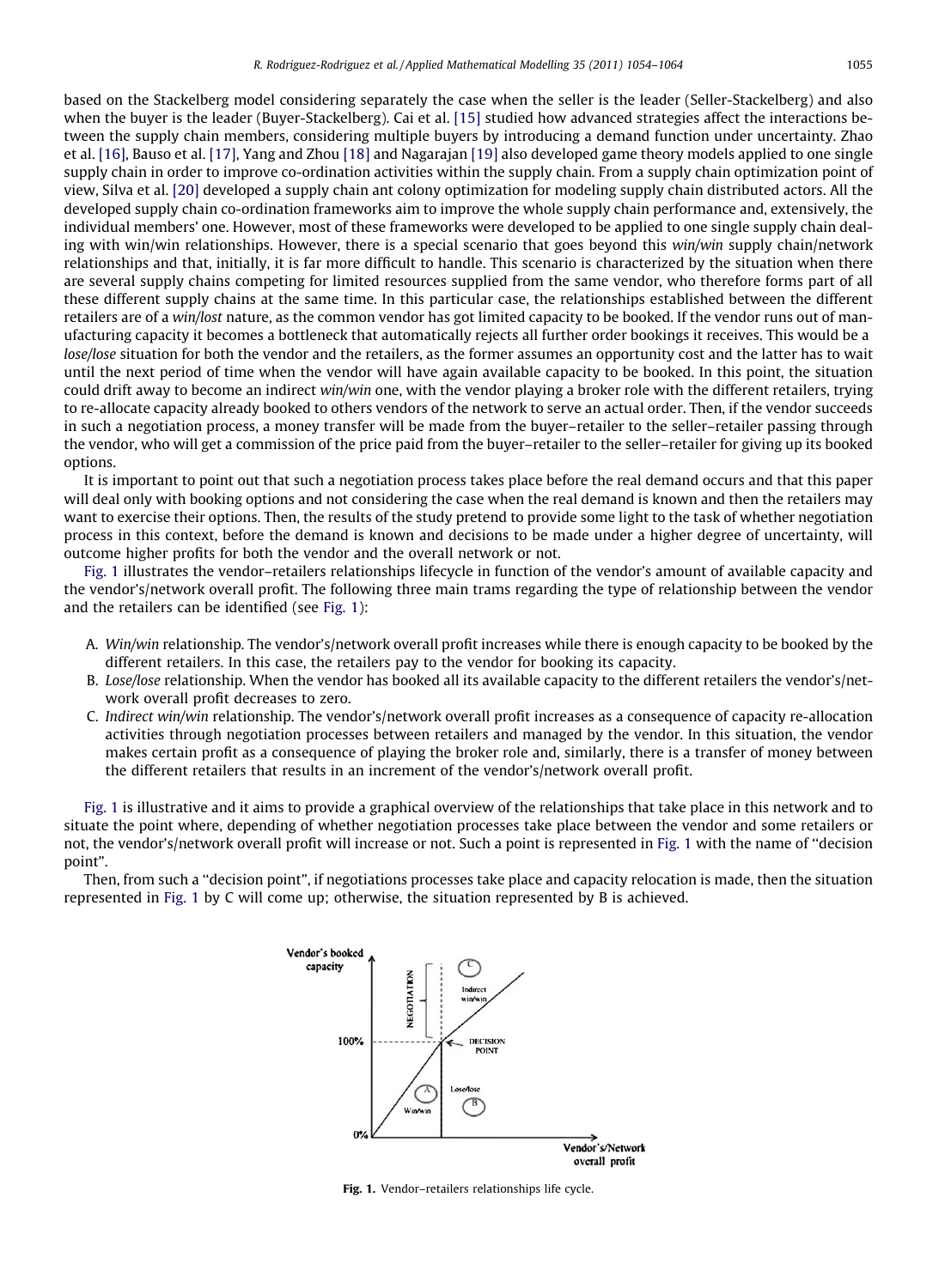based on the Stackelberg model considering separately the case when the seller is the leader (Seller-Stackelberg) and also when the buyer is the leader (Buyer-Stackelberg). Cai et al. [15] studied how advanced strategies affect the interactions between the supply chain members, considering multiple buyers by introducing a demand function under uncertainty. Zhao et al. [16], Bauso et al. [17], Yang and Zhou [18] and Nagarajan [19] also developed game theory models applied to one single supply chain in order to improve co-ordination activities within the supply chain. From a supply chain optimization point of view, Silva et al. [20] developed a supply chain ant colony optimization for modeling supply chain distributed actors. All the developed supply chain co-ordination frameworks aim to improve the whole supply chain performance and, extensively, the individual members' one. However, most of these frameworks were developed to be applied to one single supply chain dealing with win/win relationships. However, there is a special scenario that goes beyond this *win/win* supply chain/network relationships and that, initially, it is far more difficult to handle. This scenario is characterized by the situation when there are several supply chains competing for limited resources supplied from the same vendor, who therefore forms part of all these different supply chains at the same time. In this particular case, the relationships established between the different retailers are of a *win/lost* nature, as the common vendor has got limited capacity to be booked. If the vendor runs out of manufacturing capacity it becomes a bottleneck that automatically rejects all further order bookings it receives. This would be a *lose/lose* situation for both the vendor and the retailers, as the former assumes an opportunity cost and the latter has to wait until the next period of time when the vendor will have again available capacity to be booked. In this point, the situation could drift away to become an indirect *win/win* one, with the vendor playing a broker role with the different retailers, trying to re-allocate capacity already booked to others vendors of the network to serve an actual order. Then, if the vendor succeeds in such a negotiation process, a money transfer will be made from the buyer–retailer to the seller–retailer passing through the vendor, who will get a commission of the price paid from the buyer–retailer to the seller–retailer for giving up its booked options.

It is important to point out that such a negotiation process takes place before the real demand occurs and that this paper will deal only with booking options and not considering the case when the real demand is known and then the retailers may want to exercise their options. Then, the results of the study pretend to provide some light to the task of whether negotiation process in this context, before the demand is known and decisions to be made under a higher degree of uncertainty, will outcome higher profits for both the vendor and the overall network or not.

Fig. 1 illustrates the vendor–retailers relationships lifecycle in function of the vendor's amount of available capacity and the vendor's/network overall profit. The following three main trams regarding the type of relationship between the vendor and the retailers can be identified (see Fig. 1):

A. *Win/win* relationship. The vendor's/network overall profit increases while there is enough capacity to be booked by the different retailers. In this case, the retailers pay to the vendor for booking its capacity.
B. *Lose/lose* relationship. When the vendor has booked all its available capacity to the different retailers the vendor's/network overall profit decreases to zero.
C. *Indirect win/win* relationship. The vendor's/network overall profit increases as a consequence of capacity re-allocation activities through negotiation processes between retailers and managed by the vendor. In this situation, the vendor makes certain profit as a consequence of playing the broker role and, similarly, there is a transfer of money between the different retailers that results in an increment of the vendor's/network overall profit.

Fig. 1 is illustrative and it aims to provide a graphical overview of the relationships that take place in this network and to situate the point where, depending of whether negotiation processes take place between the vendor and some retailers or not, the vendor's/network overall profit will increase or not. Such a point is represented in Fig. 1 with the name of "decision point".

Then, from such a "decision point", if negotiations processes take place and capacity relocation is made, then the situation represented in Fig. 1 by C will come up; otherwise, the situation represented by B is achieved.

**Fig. 1.** Vendor–retailers relationships life cycle.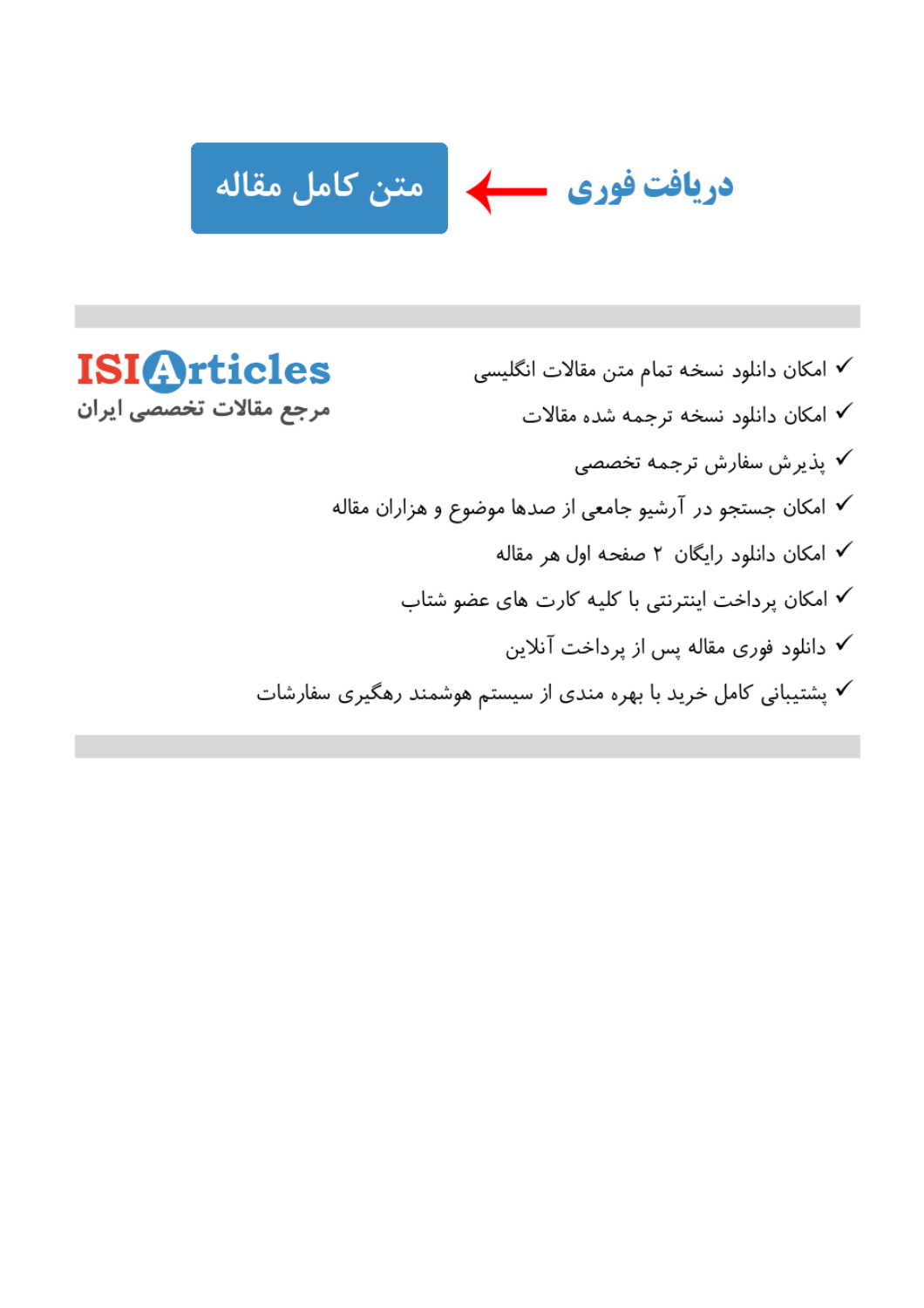**دریافت فوری** ← **متن کامل مقاله**

**ISIArticles**
مرجع مقالات تخصصی ایران

- ✓ امکان دانلود نسخه تمام متن مقالات انگلیسی
- ✓ امکان دانلود نسخه ترجمه شده مقالات
- ✓ پذیرش سفارش ترجمه تخصصی
- ✓ امکان جستجو در آرشیو جامعی از صدها موضوع و هزاران مقاله
- ✓ امکان دانلود رایگان ۲ صفحه اول هر مقاله
- ✓ امکان پرداخت اینترنتی با کلیه کارت های عضو شتاب
- ✓ دانلود فوری مقاله پس از پرداخت آنلاین
- ✓ پشتیبانی کامل خرید با بهره مندی از سیستم هوشمند رهگیری سفارشات